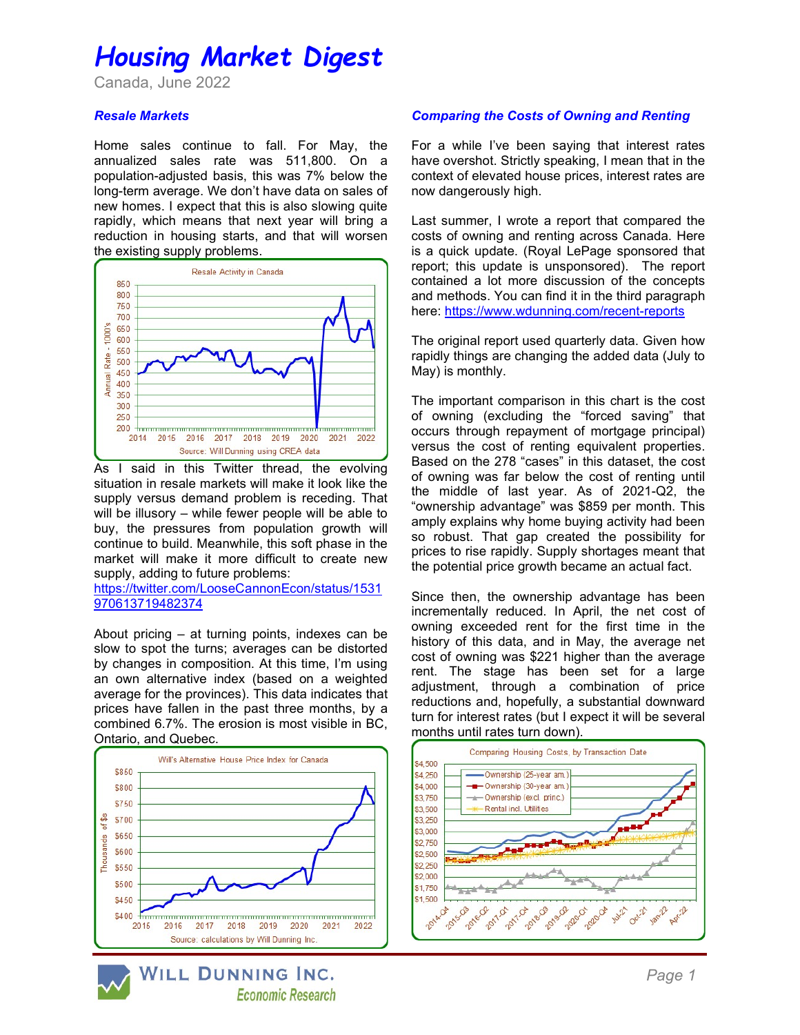# Housing Market Digest

Canada, June 2022

### *Resale Markets*

Home sales continue to fall. For May, the annualized sales rate was 511,800. On a population-adjusted basis, this was 7% below the long-term average. We don't have data on sales of new homes. I expect that this is also slowing quite rapidly, which means that next year will bring a reduction in housing starts, and that will worsen the existing supply problems.

As I said in this Twitter thread, the evolving situation in resale markets will make it look like the supply versus demand problem is receding. That will be illusory – while fewer people will be able to buy, the pressures from population growth will continue to build. Meanwhile, this soft phase in the market will make it more difficult to create new supply, adding to future problems: https://twitter.com/LooseCannonEcon/status/1531970613719482374

About pricing – at turning points, indexes can be slow to spot the turns; averages can be distorted by changes in composition. At this time, I'm using an own alternative index (based on a weighted average for the provinces). This data indicates that prices have fallen in the past three months, by a combined 6.7%. The erosion is most visible in BC, Ontario, and Quebec.

### *Comparing the Costs of Owning and Renting*

For a while I've been saying that interest rates have overshot. Strictly speaking, I mean that in the context of elevated house prices, interest rates are now dangerously high.

Last summer, I wrote a report that compared the costs of owning and renting across Canada. Here is a quick update. (Royal LePage sponsored that report; this update is unsponsored). The report contained a lot more discussion of the concepts and methods. You can find it in the third paragraph here: https://www.wdunning.com/recent-reports

The original report used quarterly data. Given how rapidly things are changing the added data (July to May) is monthly.

The important comparison in this chart is the cost of owning (excluding the "forced saving" that occurs through repayment of mortgage principal) versus the cost of renting equivalent properties. Based on the 278 "cases" in this dataset, the cost of owning was far below the cost of renting until the middle of last year. As of 2021-Q2, the "ownership advantage" was $859 per month. This amply explains why home buying activity had been so robust. That gap created the possibility for prices to rise rapidly. Supply shortages meant that the potential price growth became an actual fact.

Since then, the ownership advantage has been incrementally reduced. In April, the net cost of owning exceeded rent for the first time in the history of this data, and in May, the average net cost of owning was $221 higher than the average rent. The stage has been set for a large adjustment, through a combination of price reductions and, hopefully, a substantial downward turn for interest rates (but I expect it will be several months until rates turn down).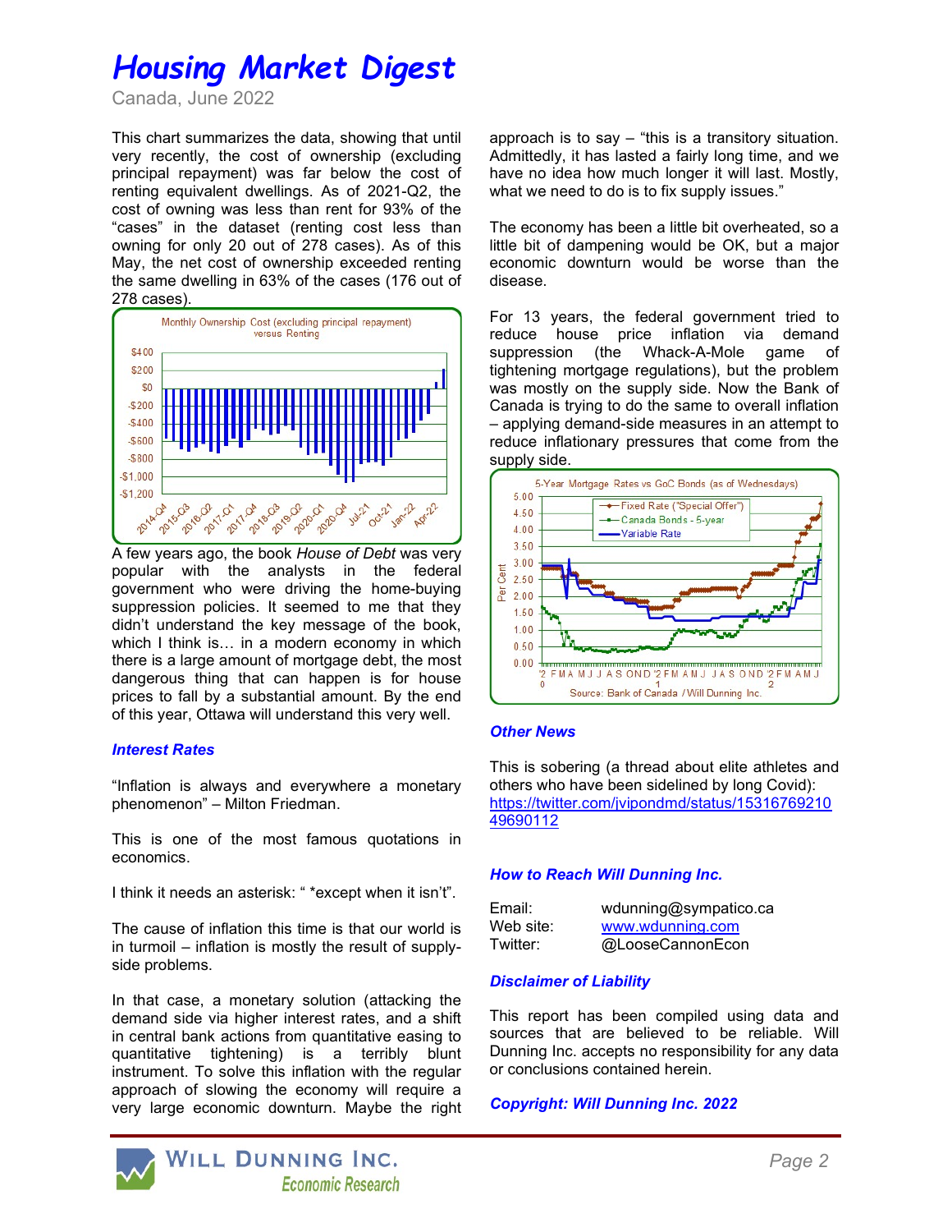# Housing Market Digest

Canada, June 2022

This chart summarizes the data, showing that until very recently, the cost of ownership (excluding principal repayment) was far below the cost of renting equivalent dwellings. As of 2021-Q2, the cost of owning was less than rent for 93% of the "cases" in the dataset (renting cost less than owning for only 20 out of 278 cases). As of this May, the net cost of ownership exceeded renting the same dwelling in 63% of the cases (176 out of 278 cases).

Monthly Ownership Cost (excluding principal repayment) versus Renting

$400
$200
$0
-$200
-$400
-$600
-$800
-$1,000
-$1,200

2014-Q4 2015-Q3 2016-Q2 2017-Q1 2017-Q4 2018-Q3 2019-Q2 2020-Q1 2020-Q4 Jul-21 Oct-21 Jan-22 Apr-22

A few years ago, the book *House of Debt* was very popular with the analysts in the federal government who were driving the home-buying suppression policies. It seemed to me that they didn't understand the key message of the book, which I think is… in a modern economy in which there is a large amount of mortgage debt, the most dangerous thing that can happen is for house prices to fall by a substantial amount. By the end of this year, Ottawa will understand this very well.

### Interest Rates

"Inflation is always and everywhere a monetary phenomenon" – Milton Friedman.

This is one of the most famous quotations in economics.

I think it needs an asterisk: " *except when it isn't".

The cause of inflation this time is that our world is in turmoil – inflation is mostly the result of supply-side problems.

In that case, a monetary solution (attacking the demand side via higher interest rates, and a shift in central bank actions from quantitative easing to quantitative tightening) is a terribly blunt instrument. To solve this inflation with the regular approach of slowing the economy will require a very large economic downturn. Maybe the right approach is to say – "this is a transitory situation. Admittedly, it has lasted a fairly long time, and we have no idea how much longer it will last. Mostly, what we need to do is to fix supply issues."

The economy has been a little bit overheated, so a little bit of dampening would be OK, but a major economic downturn would be worse than the disease.

For 13 years, the federal government tried to reduce house price inflation via demand suppression (the Whack-A-Mole game of tightening mortgage regulations), but the problem was mostly on the supply side. Now the Bank of Canada is trying to do the same to overall inflation – applying demand-side measures in an attempt to reduce inflationary pressures that come from the supply side.

5-Year Mortgage Rates vs GoC Bonds (as of Wednesdays)

Fixed Rate ("Special Offer")
Canada Bonds - 5-year
Variable Rate

Per Cent

5.00
4.50
4.00
3.50
3.00
2.50
2.00
1.50
1.00
0.50
0.00

'20 F M A M J J A S O N D '21 F M A M J J A S O N D '22 F M A M J

Source: Bank of Canada / Will Dunning Inc.

### Other News

This is sobering (a thread about elite athletes and others who have been sidelined by long Covid): https://twitter.com/jvipondmd/status/1531676921049690112

### How to Reach Will Dunning Inc.

| | |
|---|---|
| Email: | wdunning@sympatico.ca |
| Web site: | www.wdunning.com |
| Twitter: | @LooseCannonEcon |

### Disclaimer of Liability

This report has been compiled using data and sources that are believed to be reliable. Will Dunning Inc. accepts no responsibility for any data or conclusions contained herein.

### Copyright: Will Dunning Inc. 2022

WILL DUNNING INC. Economic Research